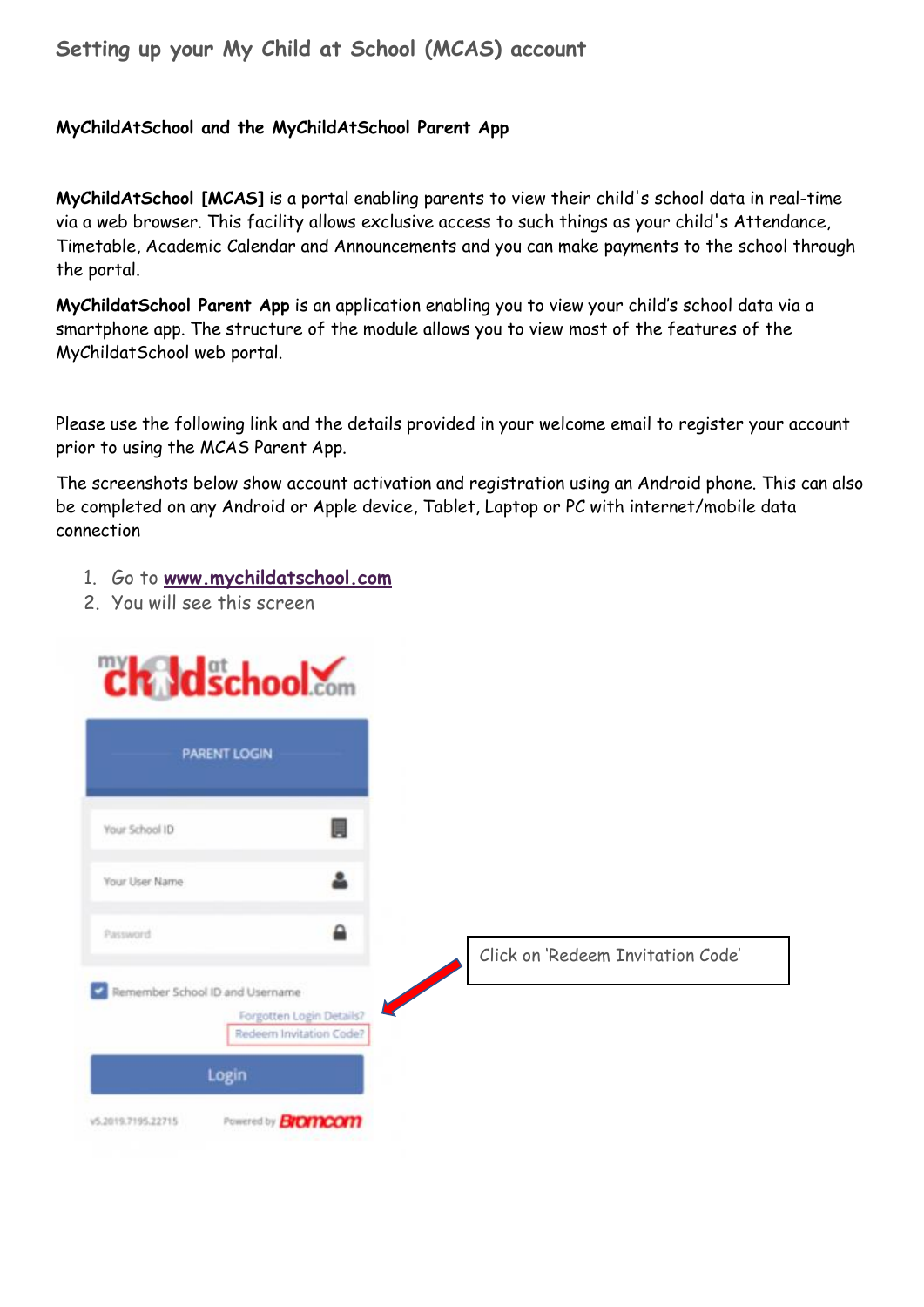# Setting up your My Child at School (MCAS) account

**MyChildAtSchool and the MyChildAtSchool Parent App**

**MyChildAtSchool [MCAS]** is a portal enabling parents to view their child's school data in real-time via a web browser. This facility allows exclusive access to such things as your child's Attendance, Timetable, Academic Calendar and Announcements and you can make payments to the school through the portal.

**MyChildatSchool Parent App** is an application enabling you to view your child's school data via a smartphone app. The structure of the module allows you to view most of the features of the MyChildatSchool web portal.

Please use the following link and the details provided in your welcome email to register your account prior to using the MCAS Parent App.

The screenshots below show account activation and registration using an Android phone. This can also be completed on any Android or Apple device, Tablet, Laptop or PC with internet/mobile data connection

1. Go to **www.mychildatschool.com**
2. You will see this screen

Click on 'Redeem Invitation Code'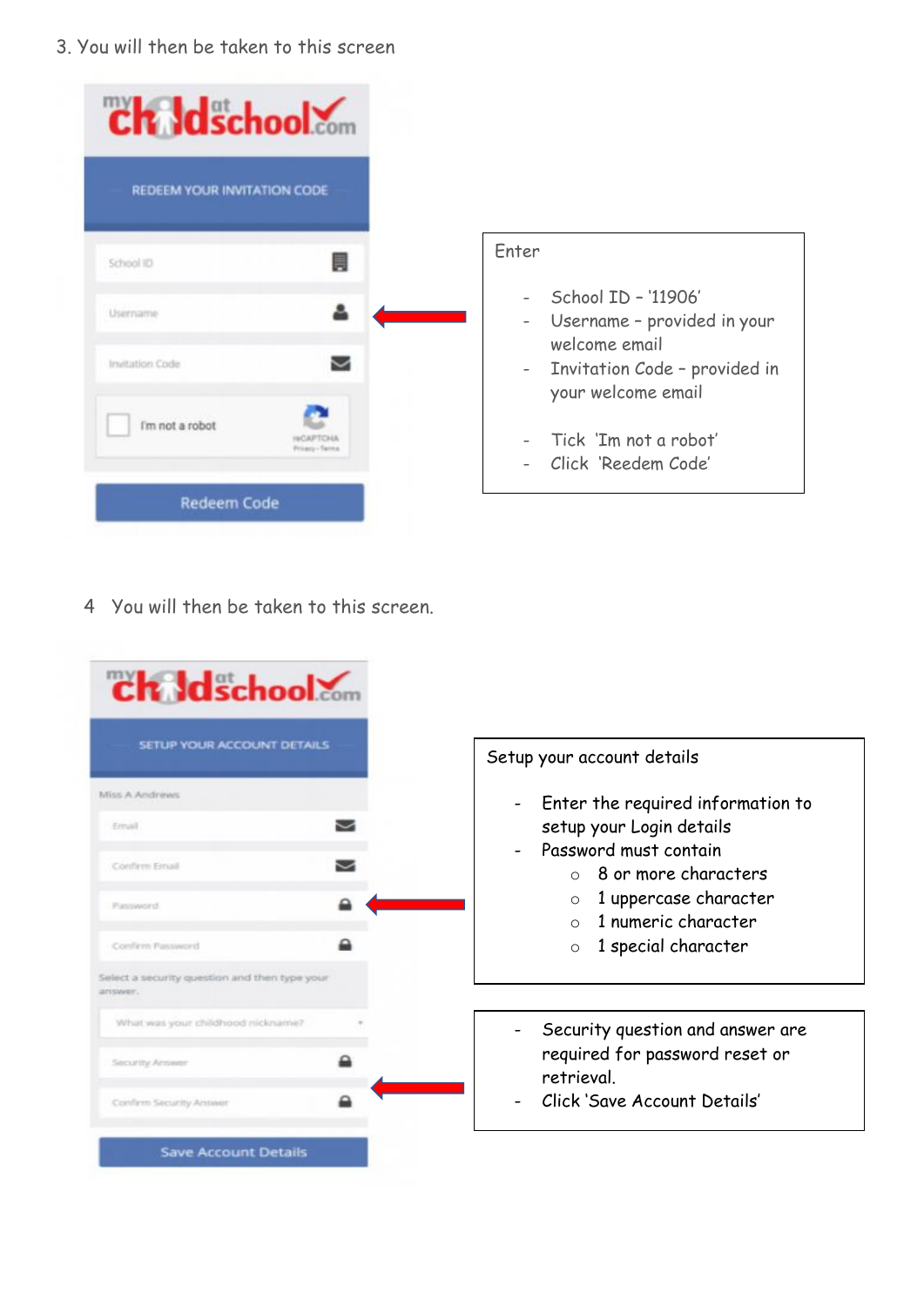3. You will then be taken to this screen

Enter

- School ID – '11906'
- Username – provided in your welcome email
- Invitation Code – provided in your welcome email

- Tick 'Im not a robot'
- Click 'Reedem Code'

4 You will then be taken to this screen.

Setup your account details

- Enter the required information to setup your Login details
- Password must contain
  - 8 or more characters
  - 1 uppercase character
  - 1 numeric character
  - 1 special character

- Security question and answer are required for password reset or retrieval.
- Click 'Save Account Details'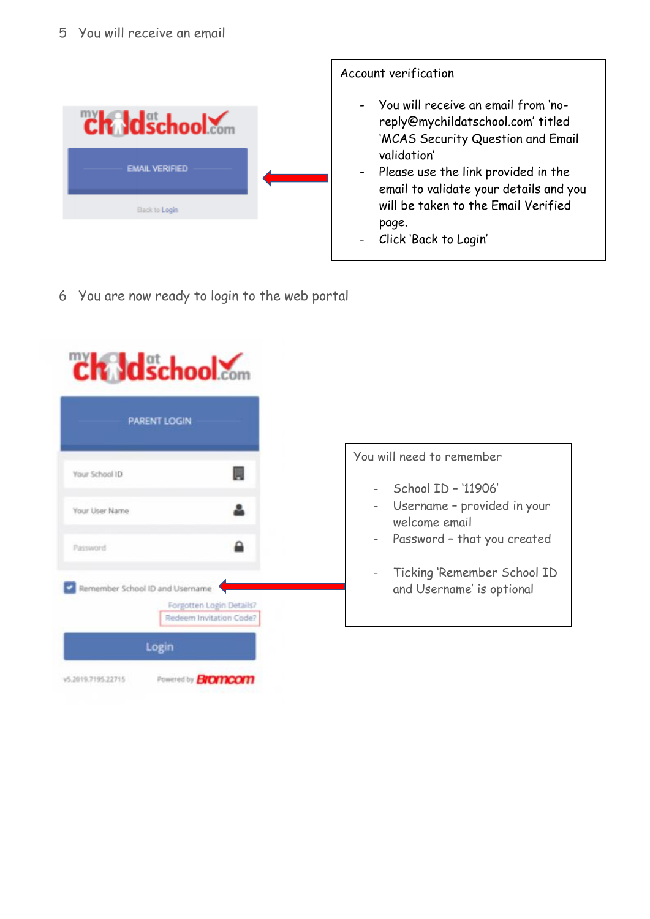5 You will receive an email

Account verification

- You will receive an email from 'no-reply@mychildatschool.com' titled 'MCAS Security Question and Email validation'
- Please use the link provided in the email to validate your details and you will be taken to the Email Verified page.
- Click 'Back to Login'

6 You are now ready to login to the web portal

You will need to remember

- School ID – '11906'
- Username – provided in your welcome email
- Password – that you created

- Ticking 'Remember School ID and Username' is optional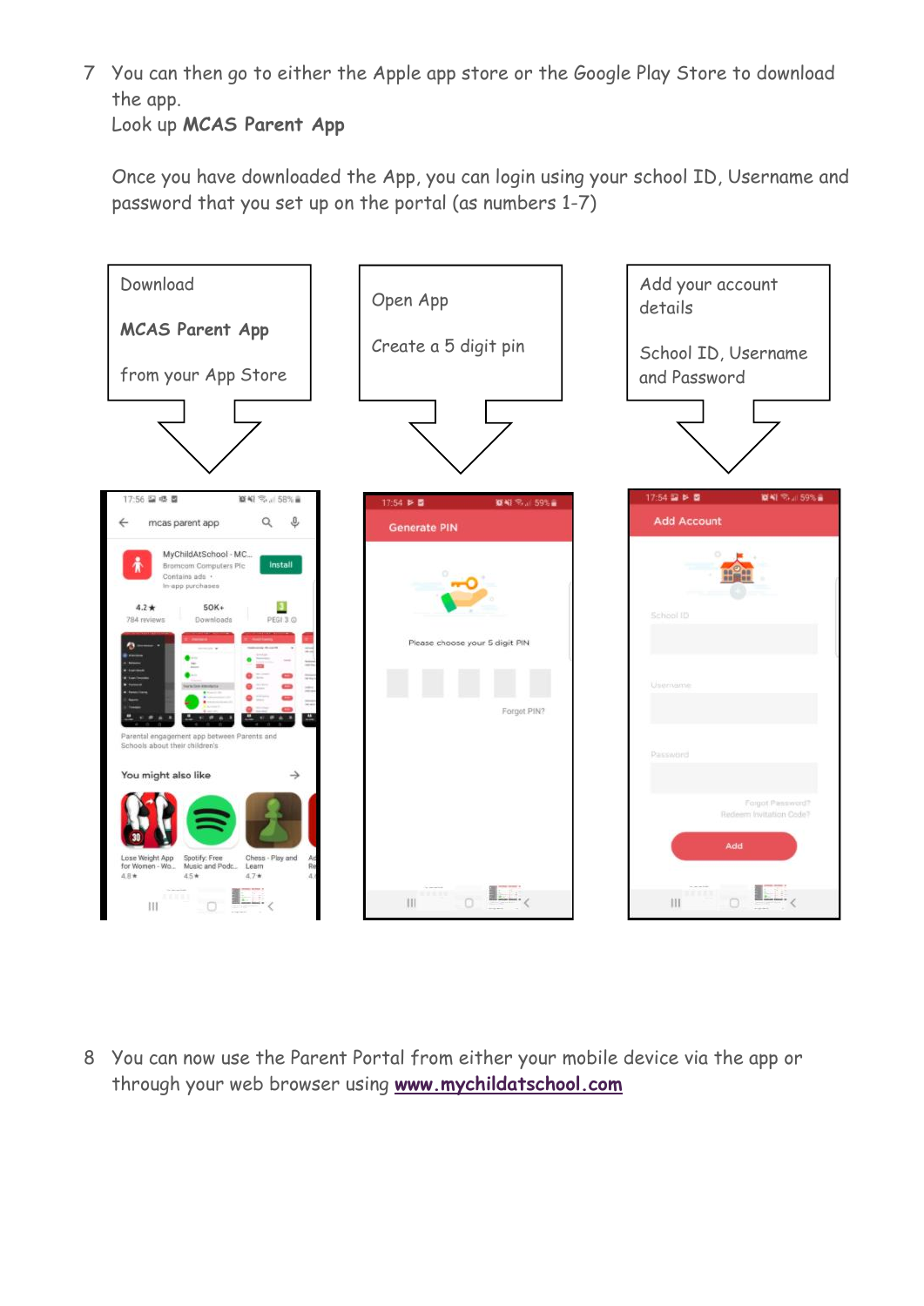7. You can then go to either the Apple app store or the Google Play Store to download the app.
   Look up **MCAS Parent App**

   Once you have downloaded the App, you can login using your school ID, Username and password that you set up on the portal (as numbers 1-7)

Download

**MCAS Parent App**

from your App Store

Open App

Create a 5 digit pin

Add your account details

School ID, Username and Password

8. You can now use the Parent Portal from either your mobile device via the app or through your web browser using **[www.mychildatschool.com](http://www.mychildatschool.com)**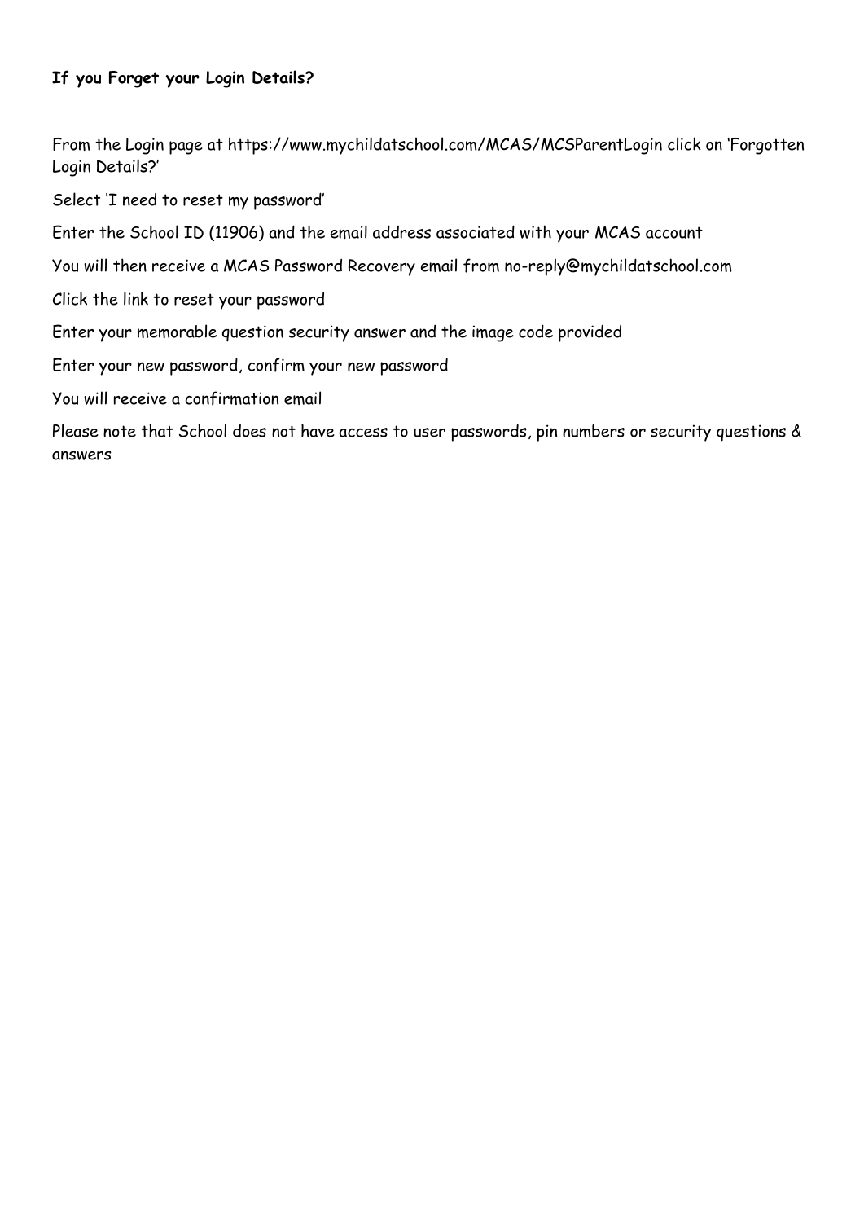**If you Forget your Login Details?**

From the Login page at https://www.mychildatschool.com/MCAS/MCSParentLogin click on 'Forgotten Login Details?'

Select 'I need to reset my password'

Enter the School ID (11906) and the email address associated with your MCAS account

You will then receive a MCAS Password Recovery email from no-reply@mychildatschool.com

Click the link to reset your password

Enter your memorable question security answer and the image code provided

Enter your new password, confirm your new password

You will receive a confirmation email

Please note that School does not have access to user passwords, pin numbers or security questions & answers